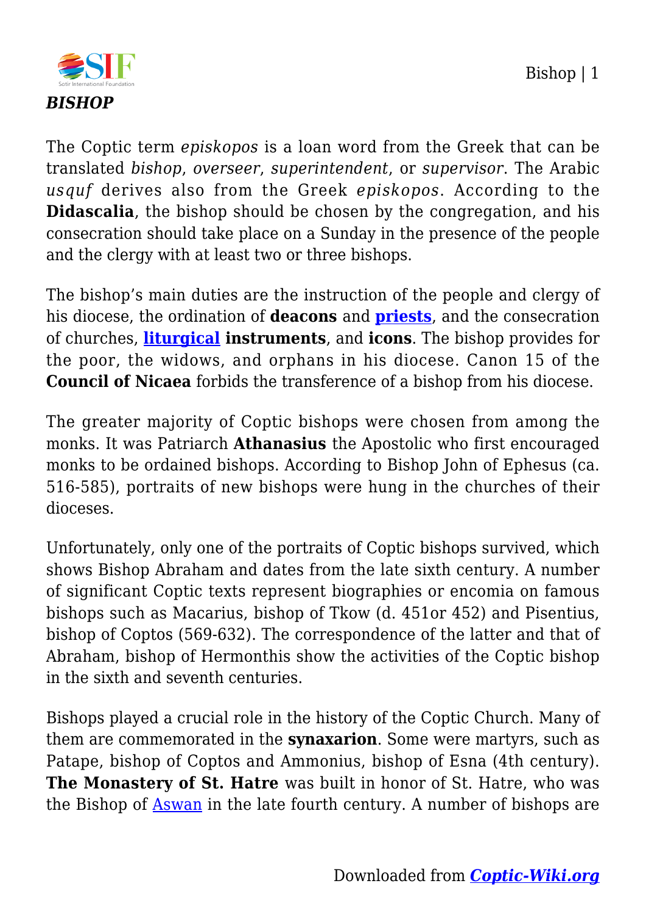***BISHOP***

The Coptic term *episkopos* is a loan word from the Greek that can be translated *bishop*, *overseer*, *superintendent*, or *supervisor*. The Arabic *usquf* derives also from the Greek *episkopos*. According to the **Didascalia**, the bishop should be chosen by the congregation, and his consecration should take place on a Sunday in the presence of the people and the clergy with at least two or three bishops.

The bishop's main duties are the instruction of the people and clergy of his diocese, the ordination of **deacons** and **priests**, and the consecration of churches, **liturgical instruments**, and **icons**. The bishop provides for the poor, the widows, and orphans in his diocese. Canon 15 of the **Council of Nicaea** forbids the transference of a bishop from his diocese.

The greater majority of Coptic bishops were chosen from among the monks. It was Patriarch **Athanasius** the Apostolic who first encouraged monks to be ordained bishops. According to Bishop John of Ephesus (ca. 516-585), portraits of new bishops were hung in the churches of their dioceses.

Unfortunately, only one of the portraits of Coptic bishops survived, which shows Bishop Abraham and dates from the late sixth century. A number of significant Coptic texts represent biographies or encomia on famous bishops such as Macarius, bishop of Tkow (d. 451or 452) and Pisentius, bishop of Coptos (569-632). The correspondence of the latter and that of Abraham, bishop of Hermonthis show the activities of the Coptic bishop in the sixth and seventh centuries.

Bishops played a crucial role in the history of the Coptic Church. Many of them are commemorated in the **synaxarion**. Some were martyrs, such as Patape, bishop of Coptos and Ammonius, bishop of Esna (4th century). **The Monastery of St. Hatre** was built in honor of St. Hatre, who was the Bishop of Aswan in the late fourth century. A number of bishops are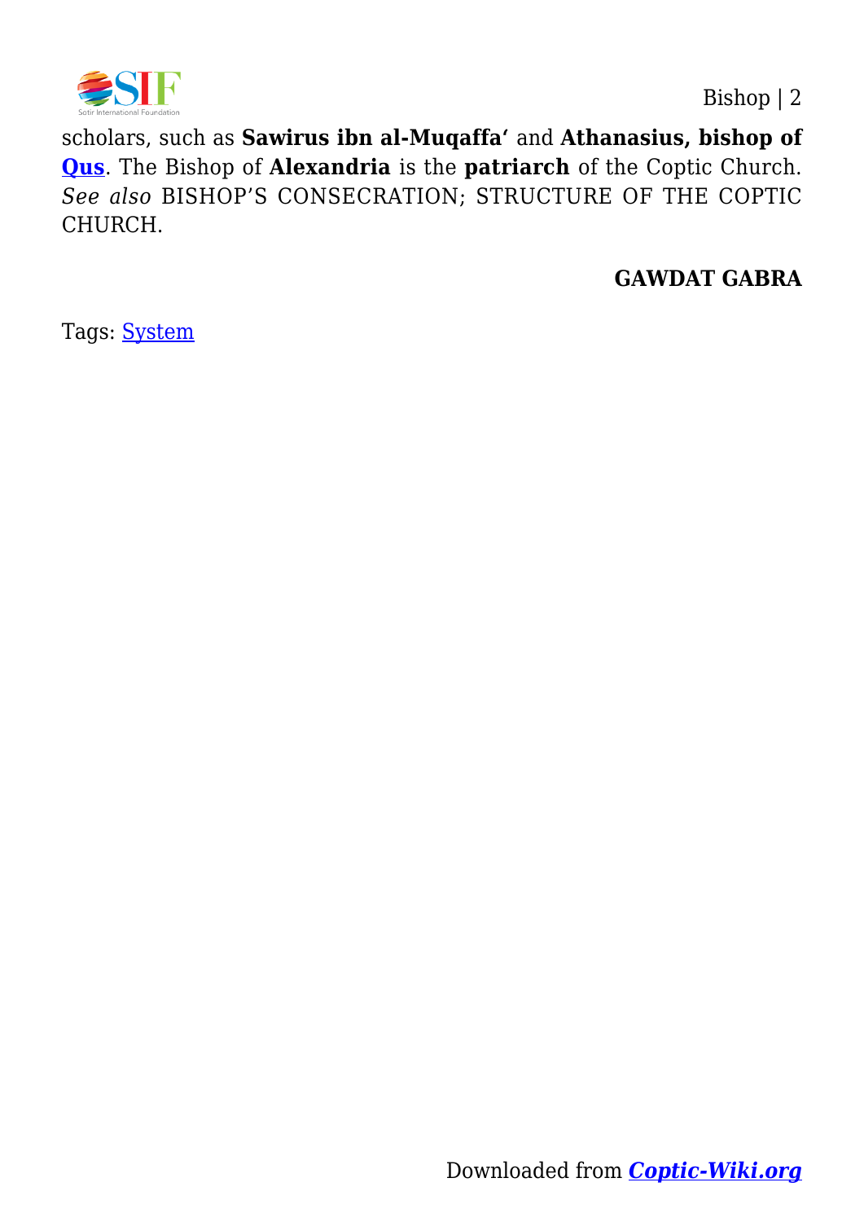scholars, such as **Sawirus ibn al-Muqaffa‘** and **Athanasius, bishop of Qus**. The Bishop of **Alexandria** is the **patriarch** of the Coptic Church. *See also* BISHOP’S CONSECRATION; STRUCTURE OF THE COPTIC CHURCH.

**GAWDAT GABRA**

Tags: System